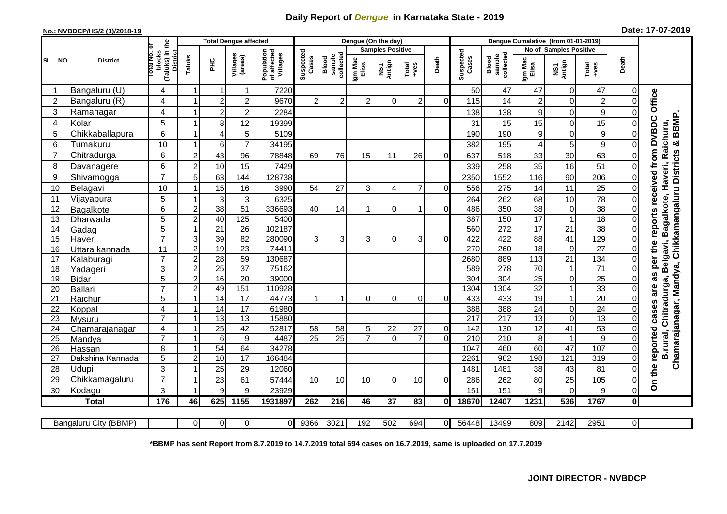# Daily Report of *Dengue* in Karnataka State - 2019

**No.: NVBDCP/HS/2 (1)/2018-19**

**Date: 17-07-2019**

| SL NO | District | Total No. of blocks (Taluks) in the District | Total Dengue affected | | | | Dengue (On the day) | | | | | | | Dengue Cumalative (from 01-01-2019) | | | | | | | |
|---|---|---|---|---|---|---|---|---|---|---|---|---|---|---|---|---|---|---|---|---|
| | | | Taluks | PHC | Villages (areas) | Population of affected Villages | Suspected Cases | Blood sample collected | Samples Positive | | | Death | Suspected Cases | Blood sample collected | No of Samples Positive | | | Death | |
| | | | | | | | | | Igm Mac Elisa | NS1 Antign | Total +ves | | | | Igm Mac Elisa | NS1 Antign | Total +ves | | |
| 1 | Bangaluru (U) | 4 | 1 | 1 | 1 | 7220 | | | | | | | 50 | 47 | 47 | 0 | 47 | 0 | On the reported cases are as per the reports received from DVBDC Office B.rural, Chitradurga, Belgavi, Bagalkote, Haveri, Raichuru, Chamarajanagar, Mandya, Chikkamangaluru Districts & BBMP. |
| 2 | Bangaluru (R) | 4 | 1 | 2 | 2 | 9670 | 2 | 2 | 2 | 0 | 2 | 0 | 115 | 14 | 2 | 0 | 2 | 0 | |
| 3 | Ramanagar | 4 | 1 | 2 | 2 | 2284 | | | | | | | 138 | 138 | 9 | 0 | 9 | 0 | |
| 4 | Kolar | 5 | 1 | 8 | 12 | 19399 | | | | | | | 31 | 15 | 15 | 0 | 15 | 0 | |
| 5 | Chikkaballapura | 6 | 1 | 4 | 5 | 5109 | | | | | | | 190 | 190 | 9 | 0 | 9 | 0 | |
| 6 | Tumakuru | 10 | 1 | 6 | 7 | 34195 | | | | | | | 382 | 195 | 4 | 5 | 9 | 0 | |
| 7 | Chitradurga | 6 | 2 | 43 | 96 | 78848 | 69 | 76 | 15 | 11 | 26 | 0 | 637 | 518 | 33 | 30 | 63 | 0 | |
| 8 | Davanagere | 6 | 2 | 10 | 15 | 7429 | | | | | | | 339 | 258 | 35 | 16 | 51 | 0 | |
| 9 | Shivamogga | 7 | 5 | 63 | 144 | 128738 | | | | | | | 2350 | 1552 | 116 | 90 | 206 | 0 | |
| 10 | Belagavi | 10 | 1 | 15 | 16 | 3990 | 54 | 27 | 3 | 4 | 7 | 0 | 556 | 275 | 14 | 11 | 25 | 0 | |
| 11 | Vijayapura | 5 | 1 | 3 | 3 | 6325 | | | | | | | 264 | 262 | 68 | 10 | 78 | 0 | |
| 12 | Bagalkote | 6 | 2 | 38 | 51 | 336693 | 40 | 14 | 1 | 0 | 1 | 0 | 486 | 350 | 38 | 0 | 38 | 0 | |
| 13 | Dharwada | 5 | 2 | 40 | 125 | 5400 | | | | | | | 387 | 150 | 17 | 1 | 18 | 0 | |
| 14 | Gadag | 5 | 1 | 21 | 26 | 102187 | | | | | | | 560 | 272 | 17 | 21 | 38 | 0 | |
| 15 | Haveri | 7 | 3 | 39 | 82 | 280090 | 3 | 3 | 3 | 0 | 3 | 0 | 422 | 422 | 88 | 41 | 129 | 0 | |
| 16 | Uttara kannada | 11 | 2 | 19 | 23 | 74411 | | | | | | | 270 | 260 | 18 | 9 | 27 | 0 | |
| 17 | Kalaburagi | 7 | 2 | 28 | 59 | 130687 | | | | | | | 2680 | 889 | 113 | 21 | 134 | 0 | |
| 18 | Yadageri | 3 | 2 | 25 | 37 | 75162 | | | | | | | 589 | 278 | 70 | 1 | 71 | 0 | |
| 19 | Bidar | 5 | 2 | 16 | 20 | 39000 | | | | | | | 304 | 304 | 25 | 0 | 25 | 0 | |
| 20 | Ballari | 7 | 2 | 49 | 151 | 110928 | | | | | | | 1304 | 1304 | 32 | 1 | 33 | 0 | |
| 21 | Raichur | 5 | 1 | 14 | 17 | 44773 | 1 | 1 | 0 | 0 | 0 | 0 | 433 | 433 | 19 | 1 | 20 | 0 | |
| 22 | Koppal | 4 | 1 | 14 | 17 | 61980 | | | | | | | 388 | 388 | 24 | 0 | 24 | 0 | |
| 23 | Mysuru | 7 | 1 | 13 | 13 | 15880 | | | | | | | 217 | 217 | 13 | 0 | 13 | 0 | |
| 24 | Chamarajanagar | 4 | 1 | 25 | 42 | 52817 | 58 | 58 | 5 | 22 | 27 | 0 | 142 | 130 | 12 | 41 | 53 | 0 | |
| 25 | Mandya | 7 | 1 | 6 | 9 | 4487 | 25 | 25 | 7 | 0 | 7 | 0 | 210 | 210 | 8 | 1 | 9 | 0 | |
| 26 | Hassan | 8 | 1 | 54 | 64 | 34278 | | | | | | | 1047 | 460 | 60 | 47 | 107 | 0 | |
| 27 | Dakshina Kannada | 5 | 2 | 10 | 17 | 166484 | | | | | | | 2261 | 982 | 198 | 121 | 319 | 0 | |
| 28 | Udupi | 3 | 1 | 25 | 29 | 12060 | | | | | | | 1481 | 1481 | 38 | 43 | 81 | 0 | |
| 29 | Chikkamagaluru | 7 | 1 | 23 | 61 | 57444 | 10 | 10 | 10 | 0 | 10 | 0 | 286 | 262 | 80 | 25 | 105 | 0 | |
| 30 | Kodagu | 3 | 1 | 9 | 9 | 23929 | | | | | | | 151 | 151 | 9 | 0 | 9 | 0 | |
| **Total** | | **176** | **46** | **625** | **1155** | **1931897** | **262** | **216** | **46** | **37** | **83** | **0** | **18670** | **12407** | **1231** | **536** | **1767** | **0** | |

| Bangaluru City (BBMP) | | 0 | 0 | 0 | 0 | 9366 | 3021 | 192 | 502 | 694 | 0 | 56448 | 13499 | 809 | 2142 | 2951 | 0 |
|---|---|---|---|---|---|---|---|---|---|---|---|---|---|---|---|---|---|

**\*BBMP has sent Report from 8.7.2019 to 14.7.2019 total 694 cases on 16.7.2019, same is uploaded on 17.7.2019**

**JOINT DIRECTOR - NVBDCP**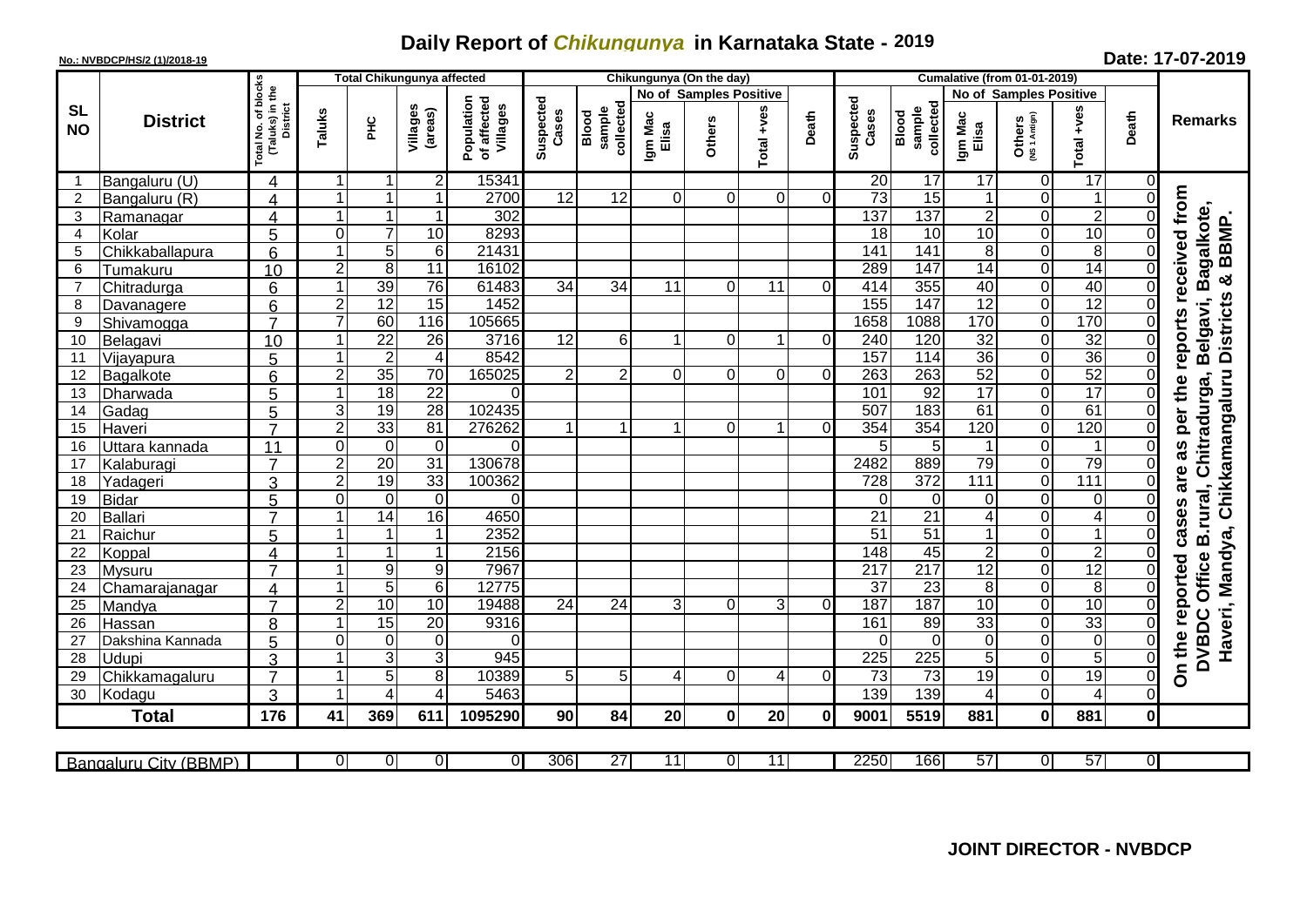# Daily Report of *Chikungunya* in Karnataka State - 2019

**No.: NVBDCP/HS/2 (1)/2018-19**

**Date: 17-07-2019**

| SL NO | District | Total No. of blocks (Taluks) in the District | Total Chikungunya affected | | | | Chikungunya (On the day) | | | | | | Cumalative (from 01-01-2019) | | | | | | Remarks |
|---|---|---|---|---|---|---|---|---|---|---|---|---|---|---|---|---|---|---|---|
| | | | Taluks | PHC | Villages (areas) | Population of affected Villages | Suspected Cases | Blood sample collected | No of Samples Positive | | | Death | Suspected Cases | Blood sample collected | No of Samples Positive | | | Death | |
| | | | | | | | | | Igm Mac Elisa | Others | Total +ves | | | | Igm Mac Elisa | Others (NS 1 Antign) | Total +ves | | |
| 1 | Bangaluru (U) | 4 | 1 | 1 | 2 | 15341 | | | | | | | 20 | 17 | 17 | 0 | 17 | 0 | On the reported cases are as per the reports received from DVBDC Office B.rural, Chitradurga, Belgavi, Bagalkote, Haveri, Mandya, Chikkamangaluru Districts & BBMP. |
| 2 | Bangaluru (R) | 4 | 1 | 1 | 1 | 2700 | 12 | 12 | 0 | 0 | 0 | 0 | 73 | 15 | 1 | 0 | 1 | 0 | |
| 3 | Ramanagar | 4 | 1 | 1 | 1 | 302 | | | | | | | 137 | 137 | 2 | 0 | 2 | 0 | |
| 4 | Kolar | 5 | 0 | 7 | 10 | 8293 | | | | | | | 18 | 10 | 10 | 0 | 10 | 0 | |
| 5 | Chikkaballapura | 6 | 1 | 5 | 6 | 21431 | | | | | | | 141 | 141 | 8 | 0 | 8 | 0 | |
| 6 | Tumakuru | 10 | 2 | 8 | 11 | 16102 | | | | | | | 289 | 147 | 14 | 0 | 14 | 0 | |
| 7 | Chitradurga | 6 | 1 | 39 | 76 | 61483 | 34 | 34 | 11 | 0 | 11 | 0 | 414 | 355 | 40 | 0 | 40 | 0 | |
| 8 | Davanagere | 6 | 2 | 12 | 15 | 1452 | | | | | | | 155 | 147 | 12 | 0 | 12 | 0 | |
| 9 | Shivamogga | 7 | 7 | 60 | 116 | 105665 | | | | | | | 1658 | 1088 | 170 | 0 | 170 | 0 | |
| 10 | Belagavi | 10 | 1 | 22 | 26 | 3716 | 12 | 6 | 1 | 0 | 1 | 0 | 240 | 120 | 32 | 0 | 32 | 0 | |
| 11 | Vijayapura | 5 | 1 | 2 | 4 | 8542 | | | | | | | 157 | 114 | 36 | 0 | 36 | 0 | |
| 12 | Bagalkote | 6 | 2 | 35 | 70 | 165025 | 2 | 2 | 0 | 0 | 0 | 0 | 263 | 263 | 52 | 0 | 52 | 0 | |
| 13 | Dharwada | 5 | 1 | 18 | 22 | 0 | | | | | | | 101 | 92 | 17 | 0 | 17 | 0 | |
| 14 | Gadag | 5 | 3 | 19 | 28 | 102435 | | | | | | | 507 | 183 | 61 | 0 | 61 | 0 | |
| 15 | Haveri | 7 | 2 | 33 | 81 | 276262 | 1 | 1 | 1 | 0 | 1 | 0 | 354 | 354 | 120 | 0 | 120 | 0 | |
| 16 | Uttara kannada | 11 | 0 | 0 | 0 | 0 | | | | | | | 5 | 5 | 1 | 0 | 1 | 0 | |
| 17 | Kalaburagi | 7 | 2 | 20 | 31 | 130678 | | | | | | | 2482 | 889 | 79 | 0 | 79 | 0 | |
| 18 | Yadageri | 3 | 2 | 19 | 33 | 100362 | | | | | | | 728 | 372 | 111 | 0 | 111 | 0 | |
| 19 | Bidar | 5 | 0 | 0 | 0 | 0 | | | | | | | 0 | 0 | 0 | 0 | 0 | 0 | |
| 20 | Ballari | 7 | 1 | 14 | 16 | 4650 | | | | | | | 21 | 21 | 4 | 0 | 4 | 0 | |
| 21 | Raichur | 5 | 1 | 1 | 1 | 2352 | | | | | | | 51 | 51 | 1 | 0 | 1 | 0 | |
| 22 | Koppal | 4 | 1 | 1 | 1 | 2156 | | | | | | | 148 | 45 | 2 | 0 | 2 | 0 | |
| 23 | Mysuru | 7 | 1 | 9 | 9 | 7967 | | | | | | | 217 | 217 | 12 | 0 | 12 | 0 | |
| 24 | Chamarajanagar | 4 | 1 | 5 | 6 | 12775 | | | | | | | 37 | 23 | 8 | 0 | 8 | 0 | |
| 25 | Mandya | 7 | 2 | 10 | 10 | 19488 | 24 | 24 | 3 | 0 | 3 | 0 | 187 | 187 | 10 | 0 | 10 | 0 | |
| 26 | Hassan | 8 | 1 | 15 | 20 | 9316 | | | | | | | 161 | 89 | 33 | 0 | 33 | 0 | |
| 27 | Dakshina Kannada | 5 | 0 | 0 | 0 | 0 | | | | | | | 0 | 0 | 0 | 0 | 0 | 0 | |
| 28 | Udupi | 3 | 1 | 3 | 3 | 945 | | | | | | | 225 | 225 | 5 | 0 | 5 | 0 | |
| 29 | Chikkamagaluru | 7 | 1 | 5 | 8 | 10389 | 5 | 5 | 4 | 0 | 4 | 0 | 73 | 73 | 19 | 0 | 19 | 0 | |
| 30 | Kodagu | 3 | 1 | 4 | 4 | 5463 | | | | | | | 139 | 139 | 4 | 0 | 4 | 0 | |
| **Total** | | **176** | **41** | **369** | **611** | **1095290** | **90** | **84** | **20** | **0** | **20** | **0** | **9001** | **5519** | **881** | **0** | **881** | **0** | |

| | | | | | | | | | | | | | | | | | | |
|---|---|---|---|---|---|---|---|---|---|---|---|---|---|---|---|---|---|---|
| Bangaluru City (BBMP) | | 0 | 0 | 0 | 0 | 306 | 27 | 11 | 0 | 11 | | 2250 | 166 | 57 | 0 | 57 | 0 | |

**JOINT DIRECTOR - NVBDCP**